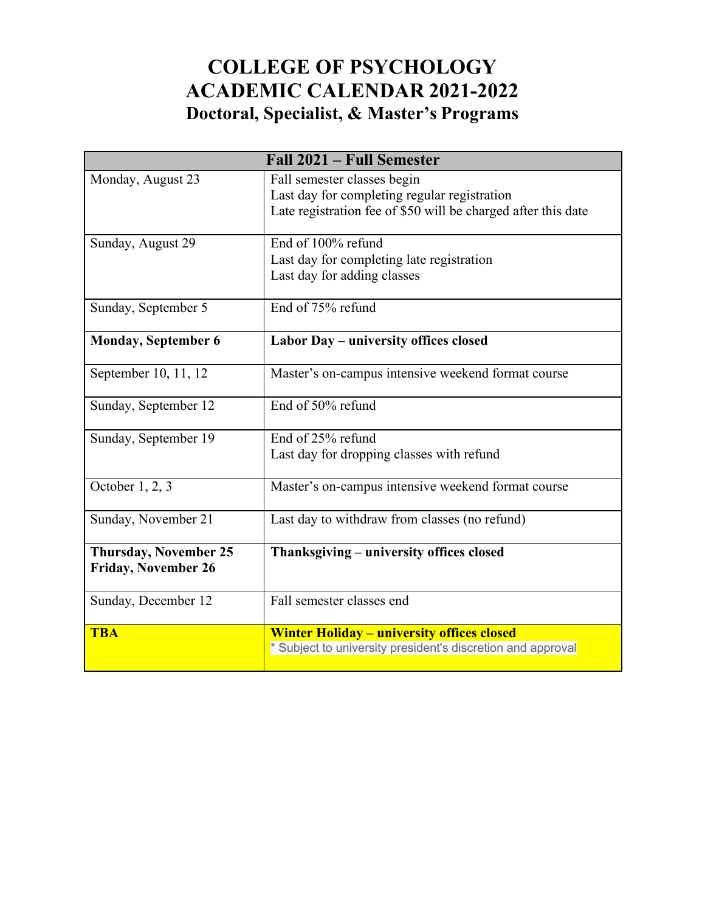# COLLEGE OF PSYCHOLOGY
# ACADEMIC CALENDAR 2021-2022
## Doctoral, Specialist, & Master's Programs

| Fall 2021 – Full Semester | |
|---|---|
| Monday, August 23 | Fall semester classes begin<br>Last day for completing regular registration<br>Late registration fee of $50 will be charged after this date |
| Sunday, August 29 | End of 100% refund<br>Last day for completing late registration<br>Last day for adding classes |
| Sunday, September 5 | End of 75% refund |
| **Monday, September 6** | **Labor Day – university offices closed** |
| September 10, 11, 12 | Master's on-campus intensive weekend format course |
| Sunday, September 12 | End of 50% refund |
| Sunday, September 19 | End of 25% refund<br>Last day for dropping classes with refund |
| October 1, 2, 3 | Master's on-campus intensive weekend format course |
| Sunday, November 21 | Last day to withdraw from classes (no refund) |
| **Thursday, November 25**<br>**Friday, November 26** | **Thanksgiving – university offices closed** |
| Sunday, December 12 | Fall semester classes end |
| **TBA** | **Winter Holiday – university offices closed**<br>* Subject to university president's discretion and approval |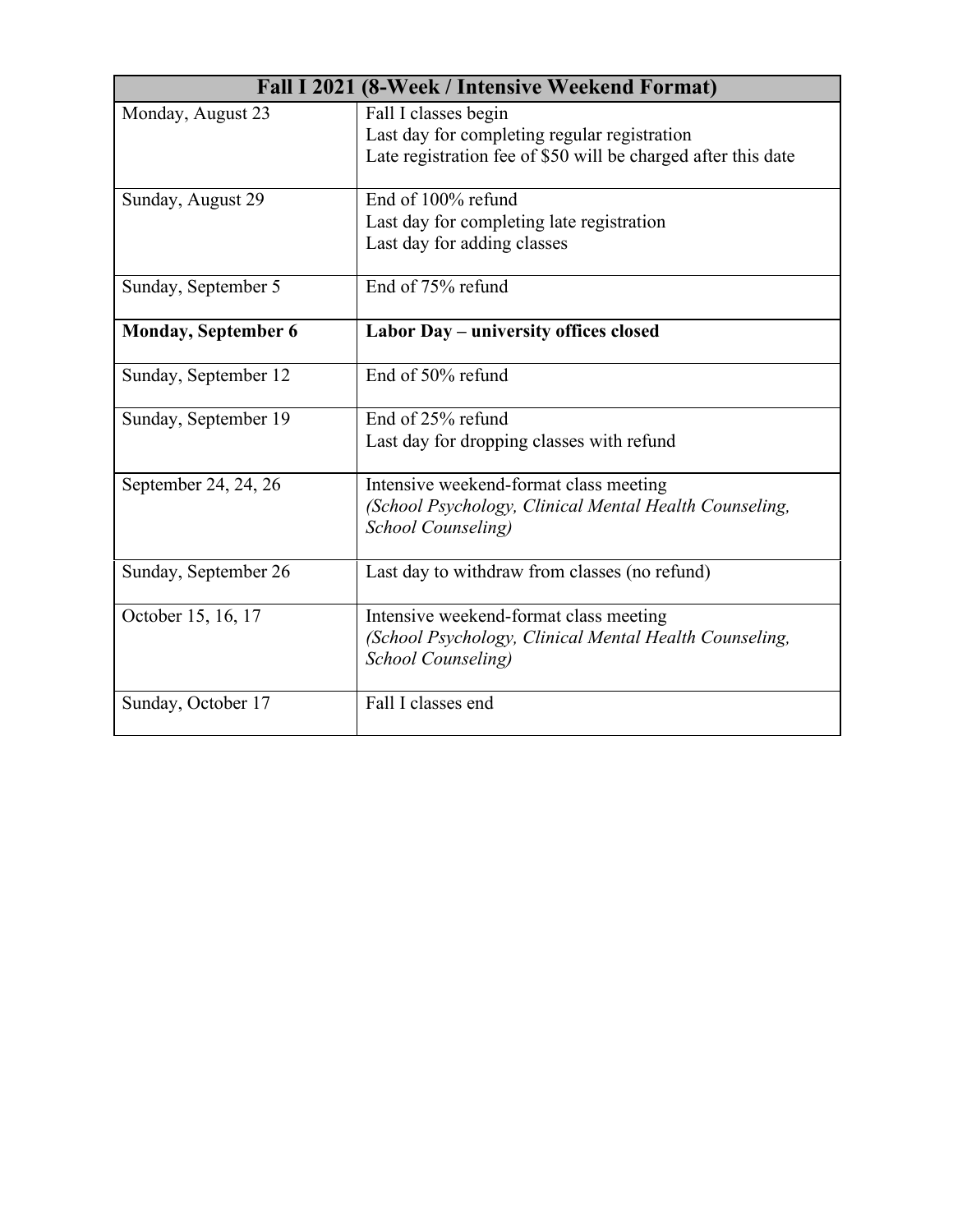| Fall I 2021 (8-Week / Intensive Weekend Format) | |
|---|---|
| Monday, August 23 | Fall I classes begin<br>Last day for completing regular registration<br>Late registration fee of $50 will be charged after this date |
| Sunday, August 29 | End of 100% refund<br>Last day for completing late registration<br>Last day for adding classes |
| Sunday, September 5 | End of 75% refund |
| **Monday, September 6** | **Labor Day – university offices closed** |
| Sunday, September 12 | End of 50% refund |
| Sunday, September 19 | End of 25% refund<br>Last day for dropping classes with refund |
| September 24, 24, 26 | Intensive weekend-format class meeting<br>*(School Psychology, Clinical Mental Health Counseling, School Counseling)* |
| Sunday, September 26 | Last day to withdraw from classes (no refund) |
| October 15, 16, 17 | Intensive weekend-format class meeting<br>*(School Psychology, Clinical Mental Health Counseling, School Counseling)* |
| Sunday, October 17 | Fall I classes end |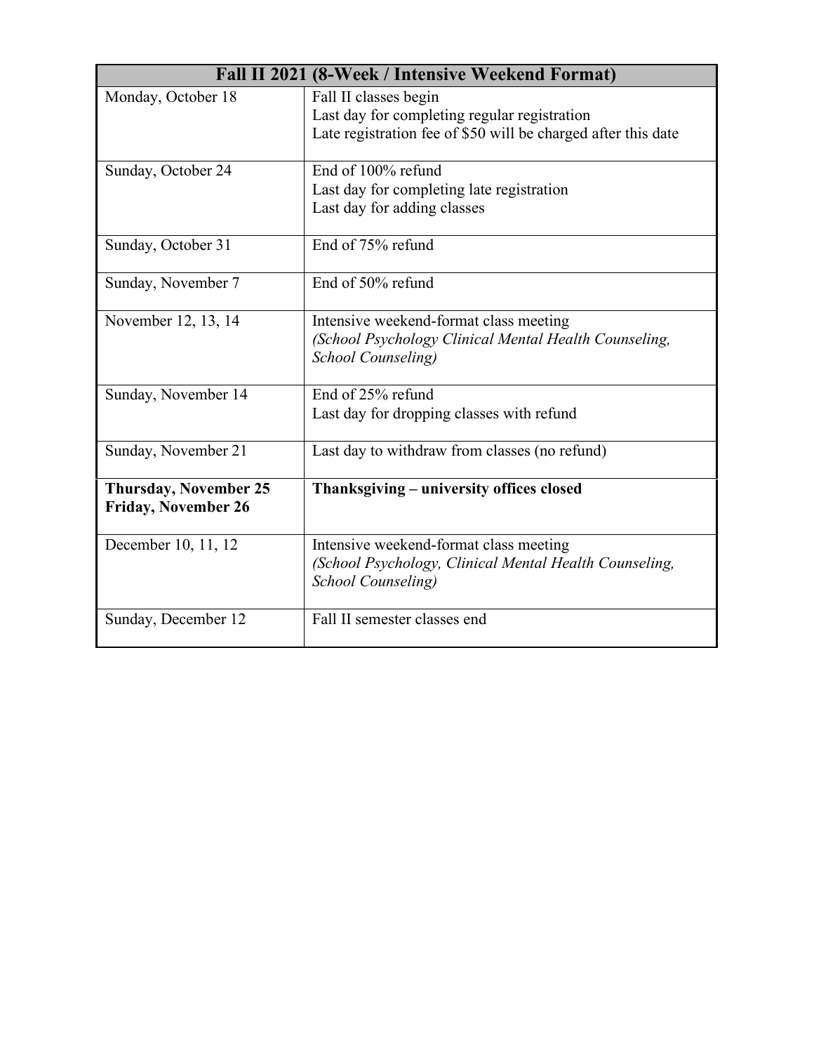| Fall II 2021 (8-Week / Intensive Weekend Format) | |
|---|---|
| Monday, October 18 | Fall II classes begin<br>Last day for completing regular registration<br>Late registration fee of $50 will be charged after this date |
| Sunday, October 24 | End of 100% refund<br>Last day for completing late registration<br>Last day for adding classes |
| Sunday, October 31 | End of 75% refund |
| Sunday, November 7 | End of 50% refund |
| November 12, 13, 14 | Intensive weekend-format class meeting<br>*(School Psychology Clinical Mental Health Counseling, School Counseling)* |
| Sunday, November 14 | End of 25% refund<br>Last day for dropping classes with refund |
| Sunday, November 21 | Last day to withdraw from classes (no refund) |
| **Thursday, November 25<br>Friday, November 26** | **Thanksgiving – university offices closed** |
| December 10, 11, 12 | Intensive weekend-format class meeting<br>*(School Psychology, Clinical Mental Health Counseling, School Counseling)* |
| Sunday, December 12 | Fall II semester classes end |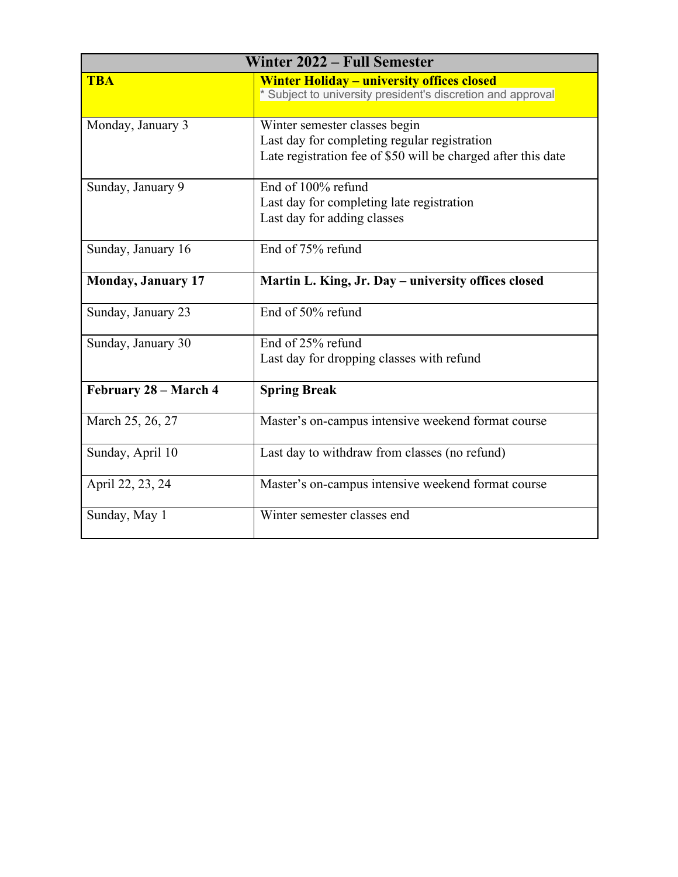| Winter 2022 – Full Semester | |
|---|---|
| **TBA** | **Winter Holiday – university offices closed**<br>* Subject to university president's discretion and approval |
| Monday, January 3 | Winter semester classes begin<br>Last day for completing regular registration<br>Late registration fee of $50 will be charged after this date |
| Sunday, January 9 | End of 100% refund<br>Last day for completing late registration<br>Last day for adding classes |
| Sunday, January 16 | End of 75% refund |
| **Monday, January 17** | **Martin L. King, Jr. Day – university offices closed** |
| Sunday, January 23 | End of 50% refund |
| Sunday, January 30 | End of 25% refund<br>Last day for dropping classes with refund |
| **February 28 – March 4** | **Spring Break** |
| March 25, 26, 27 | Master's on-campus intensive weekend format course |
| Sunday, April 10 | Last day to withdraw from classes (no refund) |
| April 22, 23, 24 | Master's on-campus intensive weekend format course |
| Sunday, May 1 | Winter semester classes end |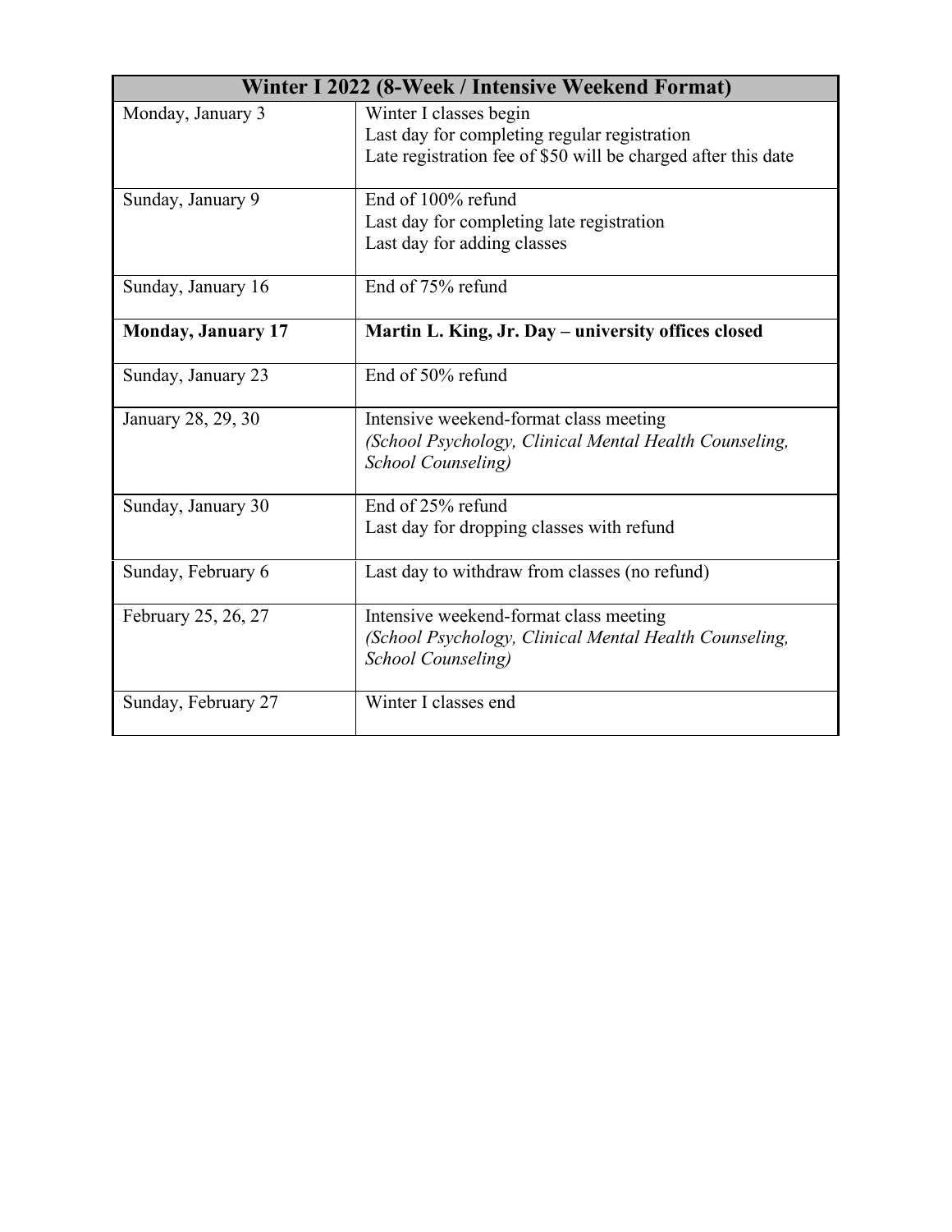| Winter I 2022 (8-Week / Intensive Weekend Format) | |
|---|---|
| Monday, January 3 | Winter I classes begin<br>Last day for completing regular registration<br>Late registration fee of $50 will be charged after this date |
| Sunday, January 9 | End of 100% refund<br>Last day for completing late registration<br>Last day for adding classes |
| Sunday, January 16 | End of 75% refund |
| **Monday, January 17** | **Martin L. King, Jr. Day – university offices closed** |
| Sunday, January 23 | End of 50% refund |
| January 28, 29, 30 | Intensive weekend-format class meeting<br>*(School Psychology, Clinical Mental Health Counseling, School Counseling)* |
| Sunday, January 30 | End of 25% refund<br>Last day for dropping classes with refund |
| Sunday, February 6 | Last day to withdraw from classes (no refund) |
| February 25, 26, 27 | Intensive weekend-format class meeting<br>*(School Psychology, Clinical Mental Health Counseling, School Counseling)* |
| Sunday, February 27 | Winter I classes end |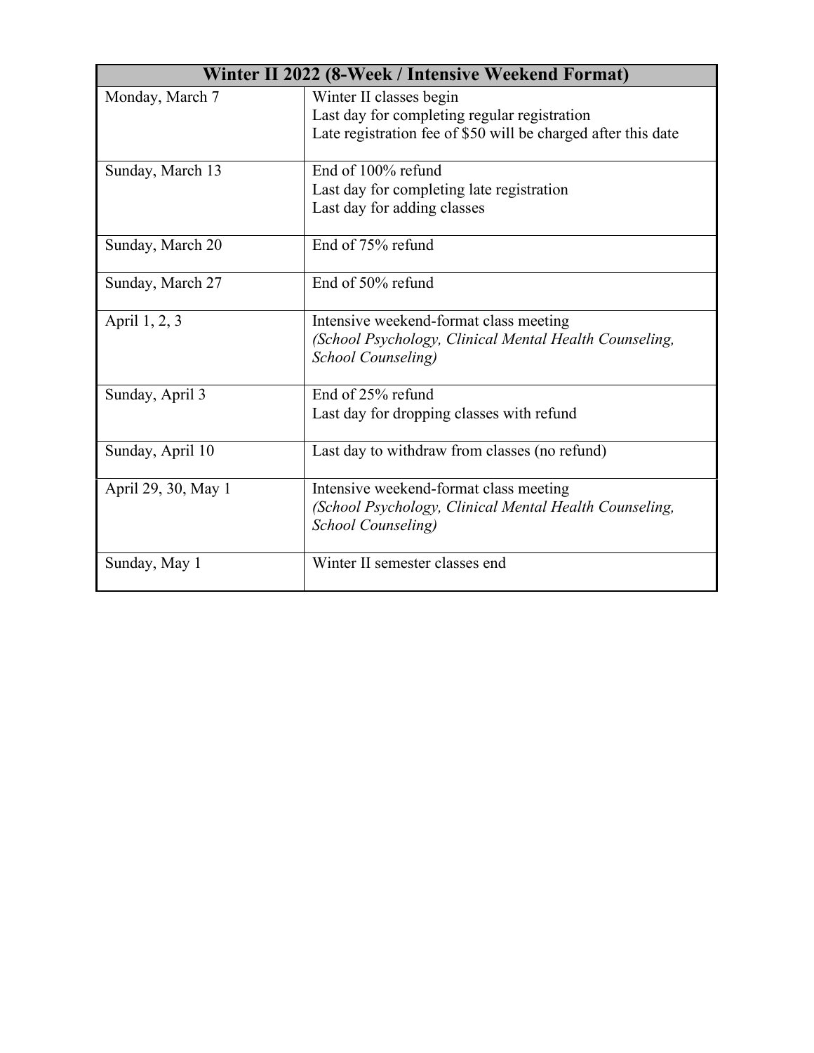| Winter II 2022 (8-Week / Intensive Weekend Format) | |
| --- | --- |
| Monday, March 7 | Winter II classes begin<br>Last day for completing regular registration<br>Late registration fee of $50 will be charged after this date |
| Sunday, March 13 | End of 100% refund<br>Last day for completing late registration<br>Last day for adding classes |
| Sunday, March 20 | End of 75% refund |
| Sunday, March 27 | End of 50% refund |
| April 1, 2, 3 | Intensive weekend-format class meeting<br>*(School Psychology, Clinical Mental Health Counseling, School Counseling)* |
| Sunday, April 3 | End of 25% refund<br>Last day for dropping classes with refund |
| Sunday, April 10 | Last day to withdraw from classes (no refund) |
| April 29, 30, May 1 | Intensive weekend-format class meeting<br>*(School Psychology, Clinical Mental Health Counseling, School Counseling)* |
| Sunday, May 1 | Winter II semester classes end |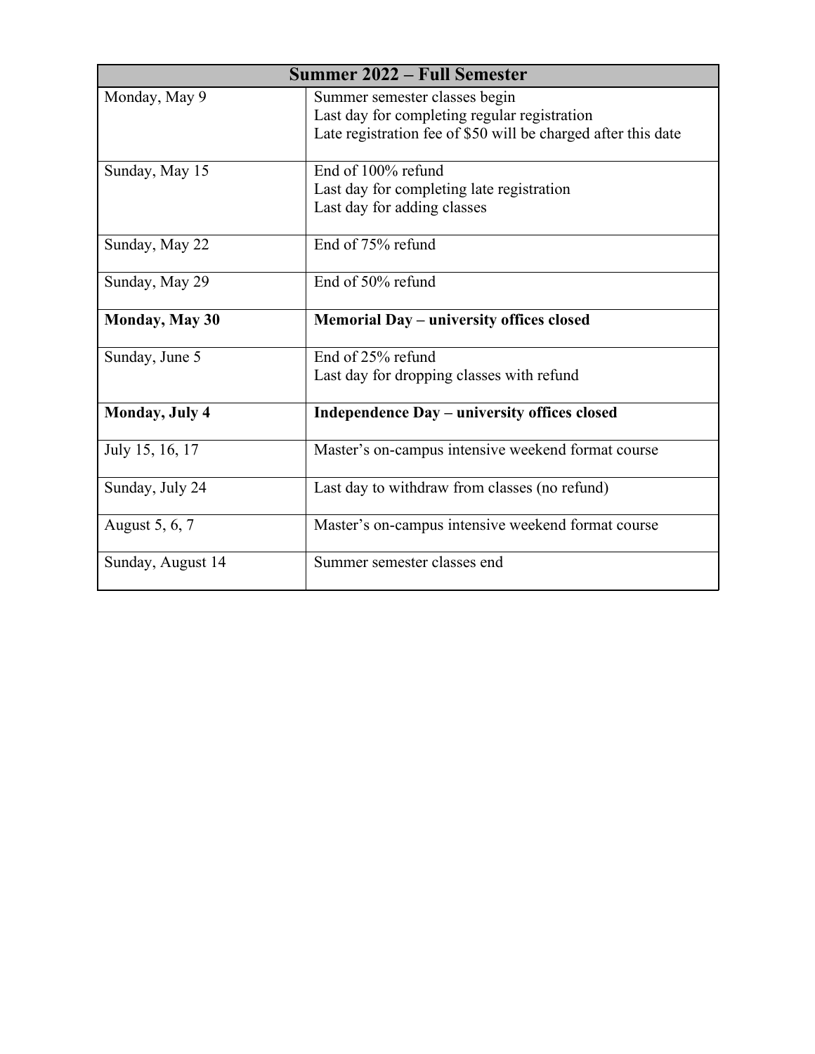| Summer 2022 – Full Semester | |
|---|---|
| Monday, May 9 | Summer semester classes begin<br>Last day for completing regular registration<br>Late registration fee of $50 will be charged after this date |
| Sunday, May 15 | End of 100% refund<br>Last day for completing late registration<br>Last day for adding classes |
| Sunday, May 22 | End of 75% refund |
| Sunday, May 29 | End of 50% refund |
| **Monday, May 30** | **Memorial Day – university offices closed** |
| Sunday, June 5 | End of 25% refund<br>Last day for dropping classes with refund |
| **Monday, July 4** | **Independence Day – university offices closed** |
| July 15, 16, 17 | Master's on-campus intensive weekend format course |
| Sunday, July 24 | Last day to withdraw from classes (no refund) |
| August 5, 6, 7 | Master's on-campus intensive weekend format course |
| Sunday, August 14 | Summer semester classes end |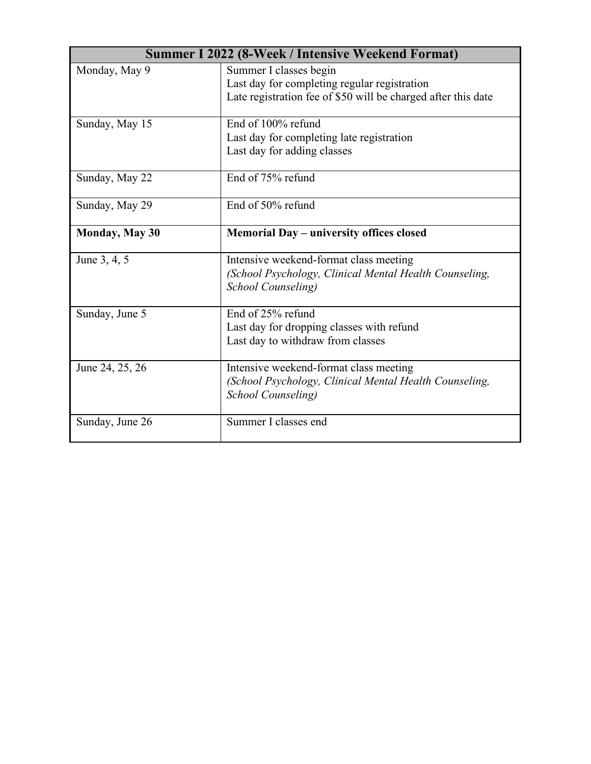| Summer I 2022 (8-Week / Intensive Weekend Format) | |
|---|---|
| Monday, May 9 | Summer I classes begin<br>Last day for completing regular registration<br>Late registration fee of $50 will be charged after this date |
| Sunday, May 15 | End of 100% refund<br>Last day for completing late registration<br>Last day for adding classes |
| Sunday, May 22 | End of 75% refund |
| Sunday, May 29 | End of 50% refund |
| **Monday, May 30** | **Memorial Day – university offices closed** |
| June 3, 4, 5 | Intensive weekend-format class meeting<br>*(School Psychology, Clinical Mental Health Counseling, School Counseling)* |
| Sunday, June 5 | End of 25% refund<br>Last day for dropping classes with refund<br>Last day to withdraw from classes |
| June 24, 25, 26 | Intensive weekend-format class meeting<br>*(School Psychology, Clinical Mental Health Counseling, School Counseling)* |
| Sunday, June 26 | Summer I classes end |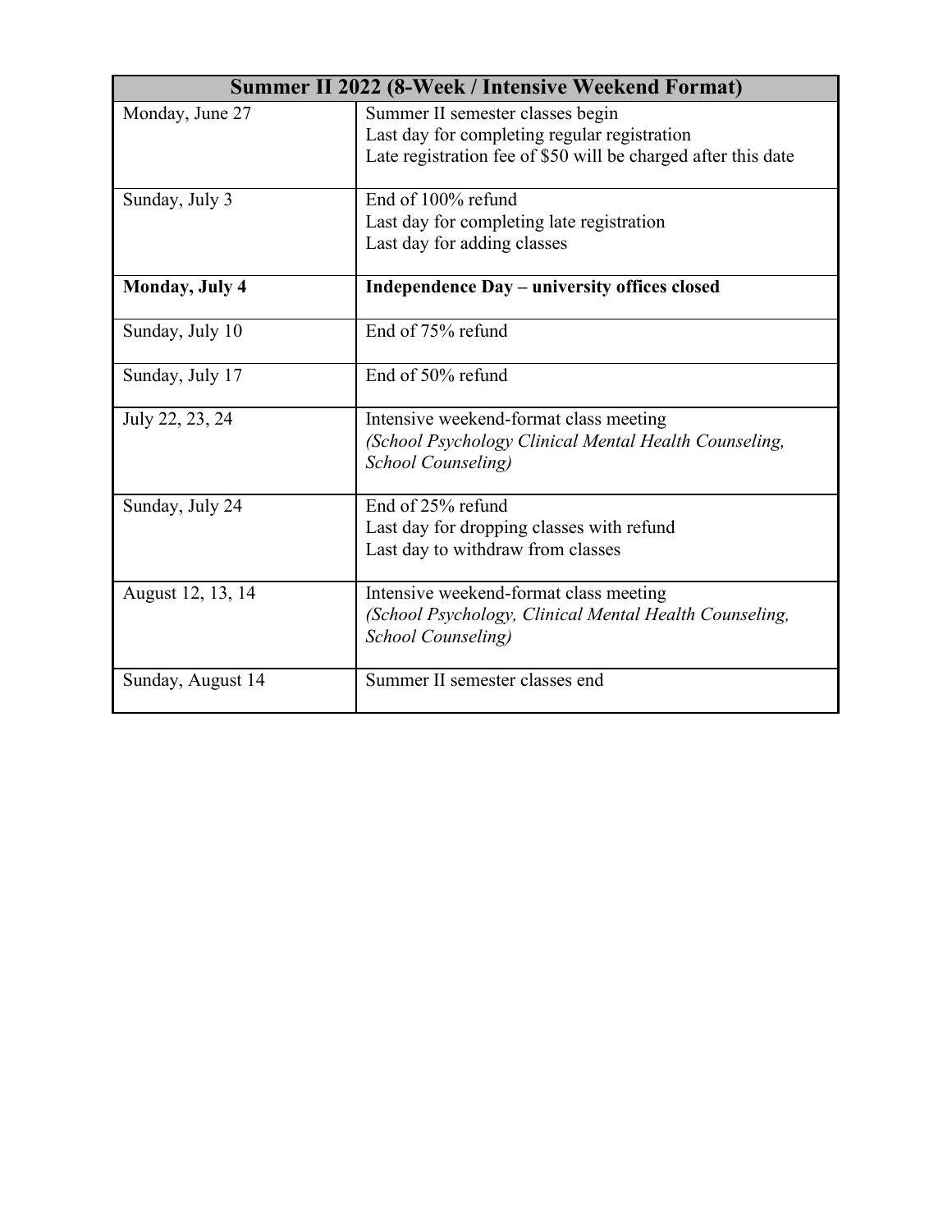| Summer II 2022 (8-Week / Intensive Weekend Format) | |
|---|---|
| Monday, June 27 | Summer II semester classes begin<br>Last day for completing regular registration<br>Late registration fee of $50 will be charged after this date |
| Sunday, July 3 | End of 100% refund<br>Last day for completing late registration<br>Last day for adding classes |
| **Monday, July 4** | **Independence Day – university offices closed** |
| Sunday, July 10 | End of 75% refund |
| Sunday, July 17 | End of 50% refund |
| July 22, 23, 24 | Intensive weekend-format class meeting<br>*(School Psychology Clinical Mental Health Counseling, School Counseling)* |
| Sunday, July 24 | End of 25% refund<br>Last day for dropping classes with refund<br>Last day to withdraw from classes |
| August 12, 13, 14 | Intensive weekend-format class meeting<br>*(School Psychology, Clinical Mental Health Counseling, School Counseling)* |
| Sunday, August 14 | Summer II semester classes end |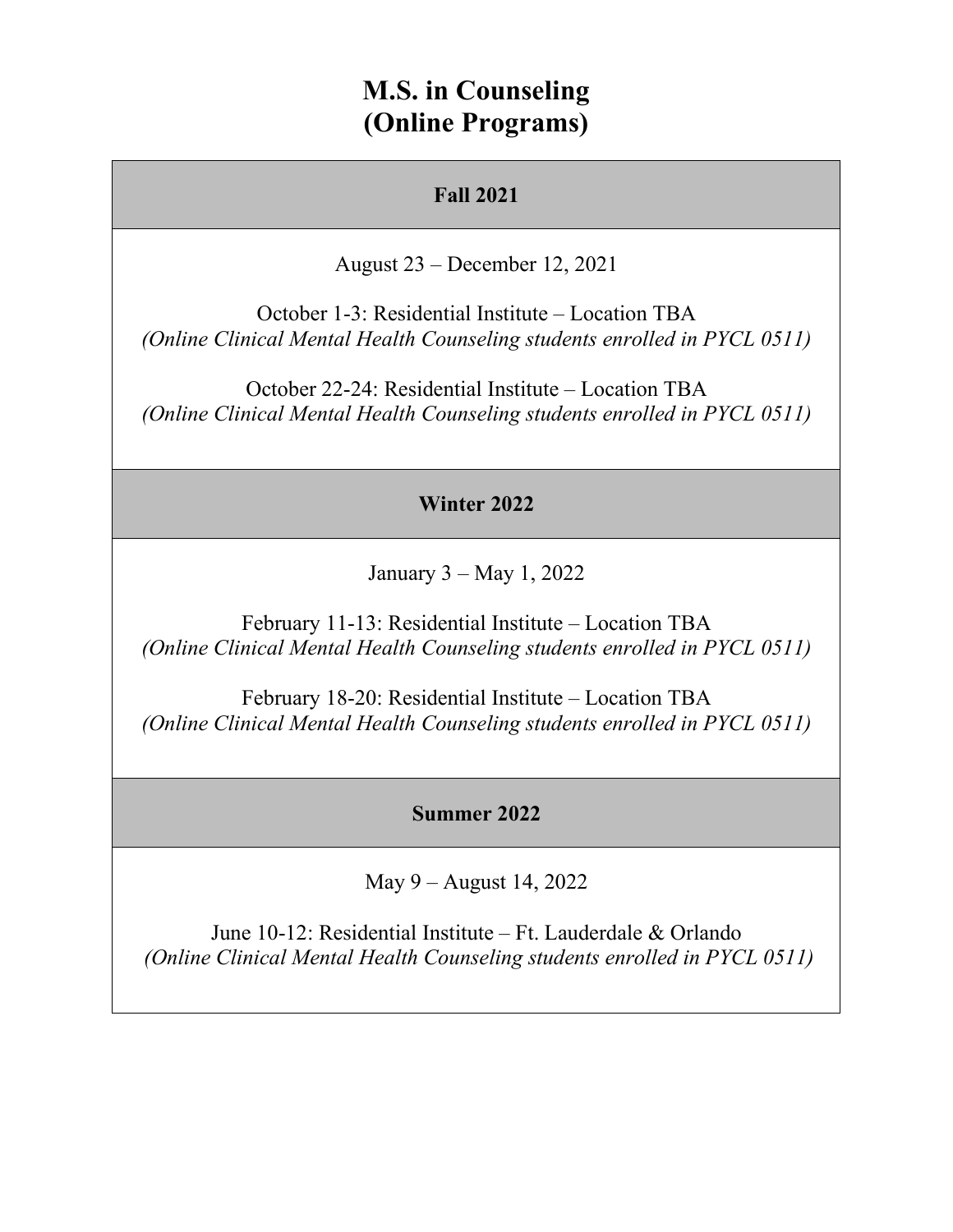# M.S. in Counseling (Online Programs)

| Fall 2021 |
|---|
| August 23 – December 12, 2021<br><br>October 1-3: Residential Institute – Location TBA<br>*(Online Clinical Mental Health Counseling students enrolled in PYCL 0511)*<br><br>October 22-24: Residential Institute – Location TBA<br>*(Online Clinical Mental Health Counseling students enrolled in PYCL 0511)* |
| **Winter 2022** |
| January 3 – May 1, 2022<br><br>February 11-13: Residential Institute – Location TBA<br>*(Online Clinical Mental Health Counseling students enrolled in PYCL 0511)*<br><br>February 18-20: Residential Institute – Location TBA<br>*(Online Clinical Mental Health Counseling students enrolled in PYCL 0511)* |
| **Summer 2022** |
| May 9 – August 14, 2022<br><br>June 10-12: Residential Institute – Ft. Lauderdale & Orlando<br>*(Online Clinical Mental Health Counseling students enrolled in PYCL 0511)* |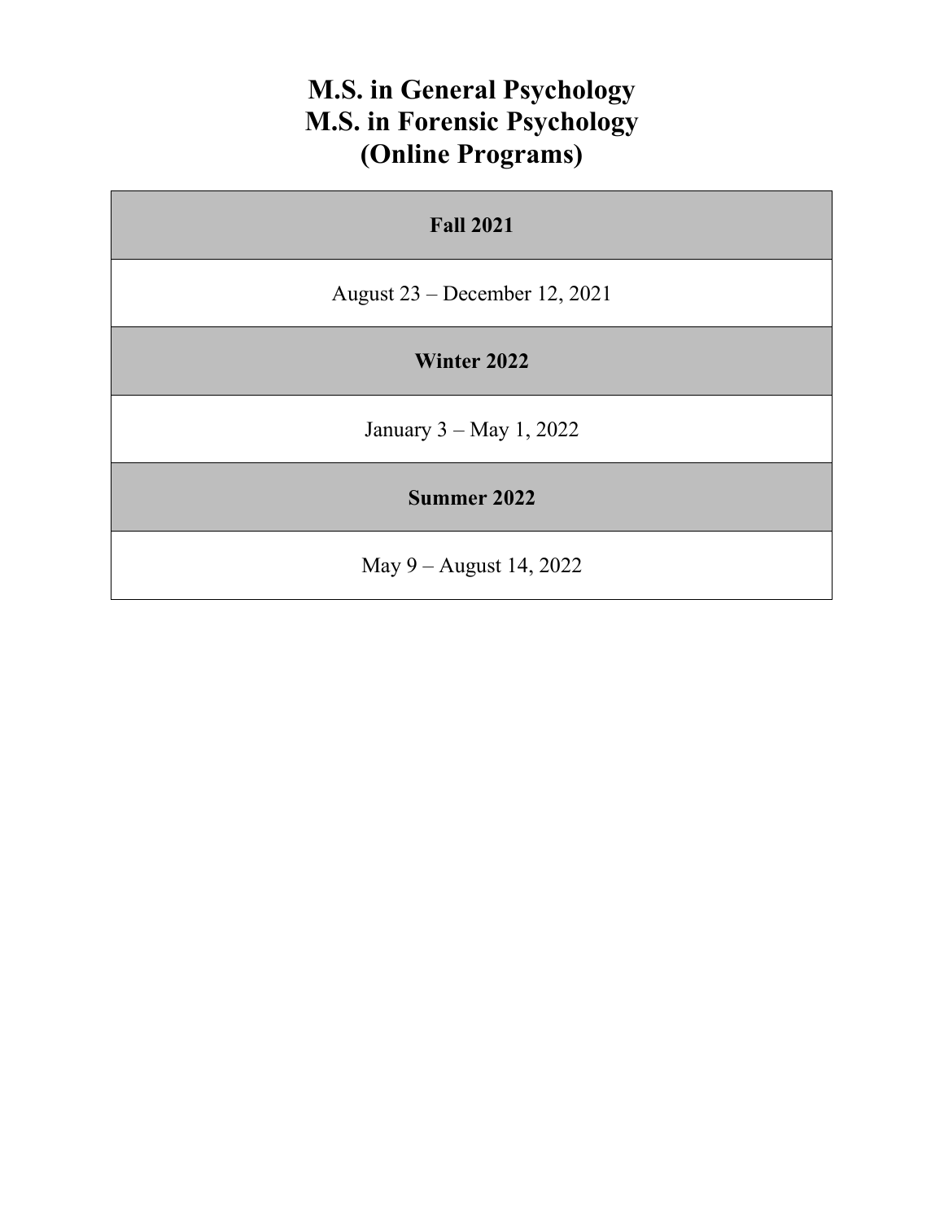# M.S. in General Psychology
# M.S. in Forensic Psychology
# (Online Programs)

| **Fall 2021** |
| --- |
| August 23 – December 12, 2021 |
| **Winter 2022** |
| January 3 – May 1, 2022 |
| **Summer 2022** |
| May 9 – August 14, 2022 |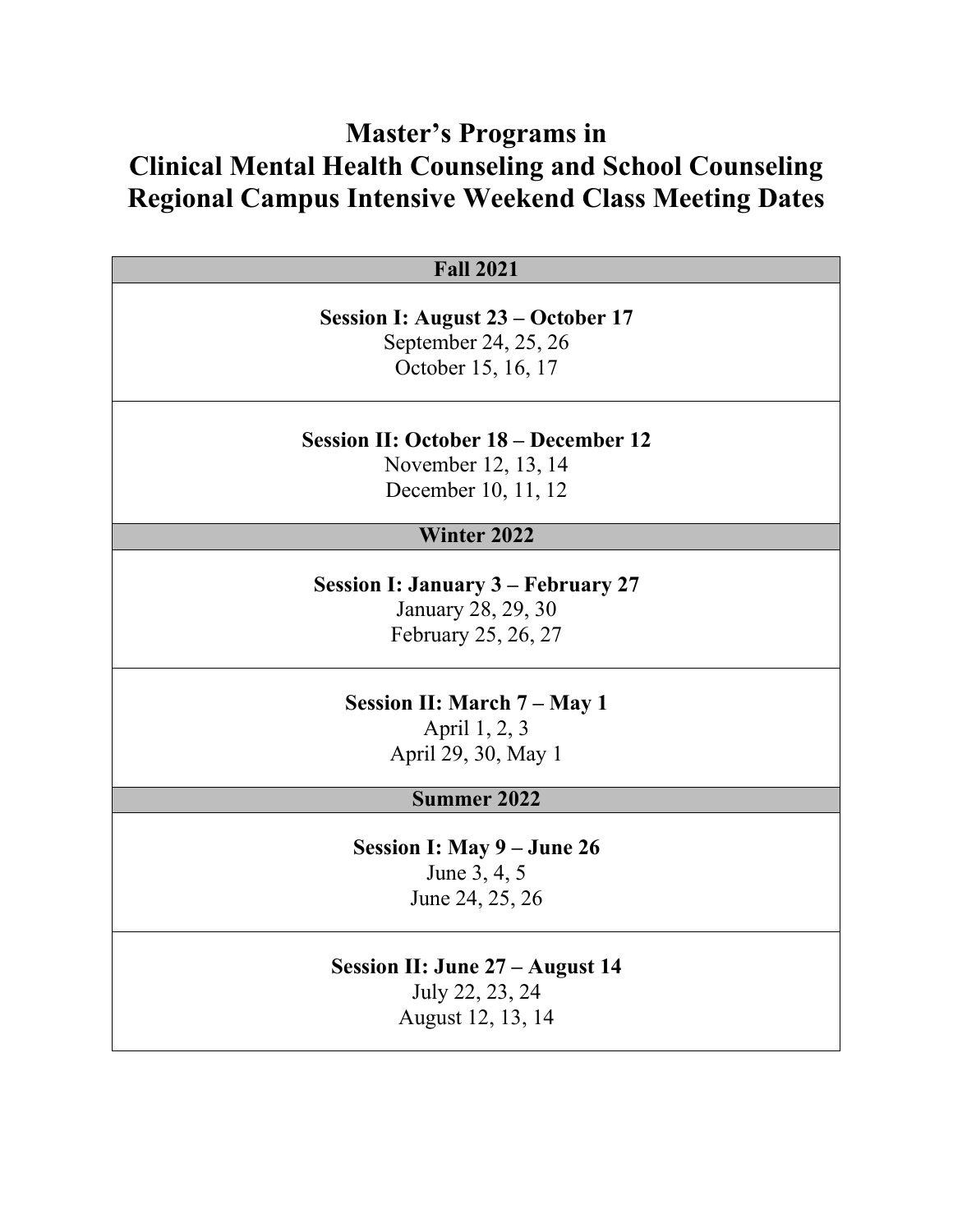# Master's Programs in
# Clinical Mental Health Counseling and School Counseling
# Regional Campus Intensive Weekend Class Meeting Dates

| Fall 2021 |
|---|
| **Session I: August 23 – October 17**<br>September 24, 25, 26<br>October 15, 16, 17 |
| **Session II: October 18 – December 12**<br>November 12, 13, 14<br>December 10, 11, 12 |
| **Winter 2022** |
| **Session I: January 3 – February 27**<br>January 28, 29, 30<br>February 25, 26, 27 |
| **Session II: March 7 – May 1**<br>April 1, 2, 3<br>April 29, 30, May 1 |
| **Summer 2022** |
| **Session I: May 9 – June 26**<br>June 3, 4, 5<br>June 24, 25, 26 |
| **Session II: June 27 – August 14**<br>July 22, 23, 24<br>August 12, 13, 14 |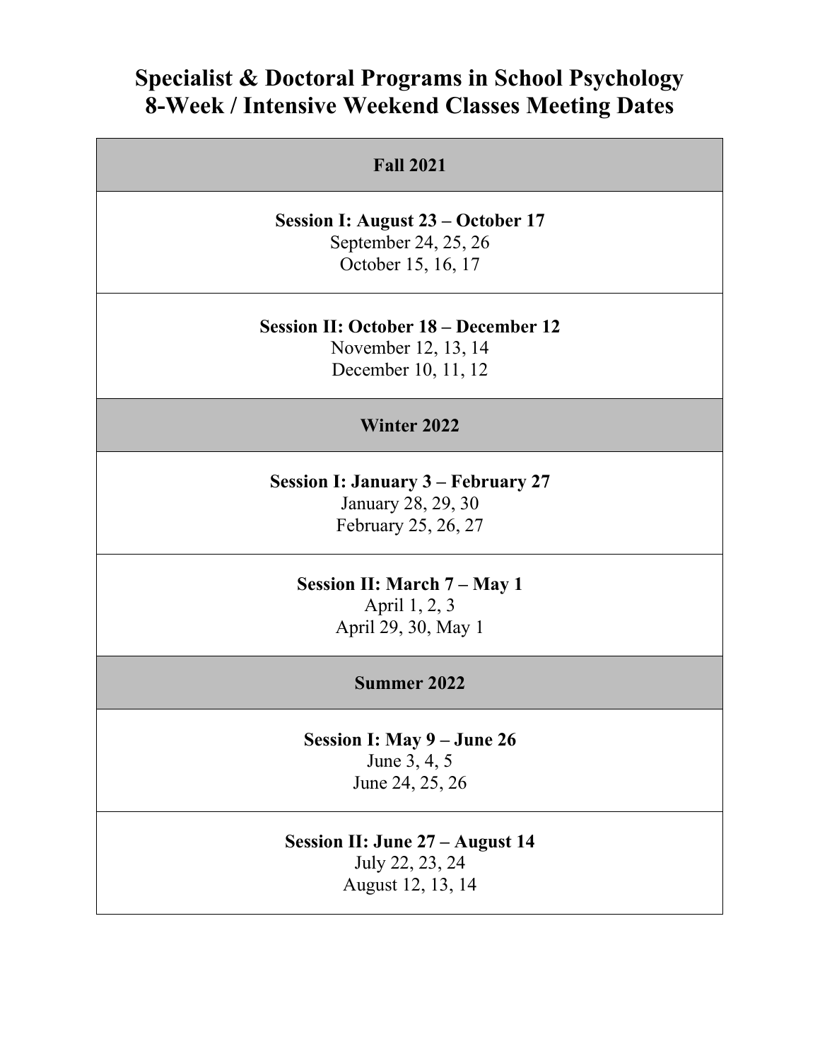# Specialist & Doctoral Programs in School Psychology
# 8-Week / Intensive Weekend Classes Meeting Dates

| **Fall 2021** |
|---|
| **Session I: August 23 – October 17**<br>September 24, 25, 26<br>October 15, 16, 17 |
| **Session II: October 18 – December 12**<br>November 12, 13, 14<br>December 10, 11, 12 |
| **Winter 2022** |
| **Session I: January 3 – February 27**<br>January 28, 29, 30<br>February 25, 26, 27 |
| **Session II: March 7 – May 1**<br>April 1, 2, 3<br>April 29, 30, May 1 |
| **Summer 2022** |
| **Session I: May 9 – June 26**<br>June 3, 4, 5<br>June 24, 25, 26 |
| **Session II: June 27 – August 14**<br>July 22, 23, 24<br>August 12, 13, 14 |